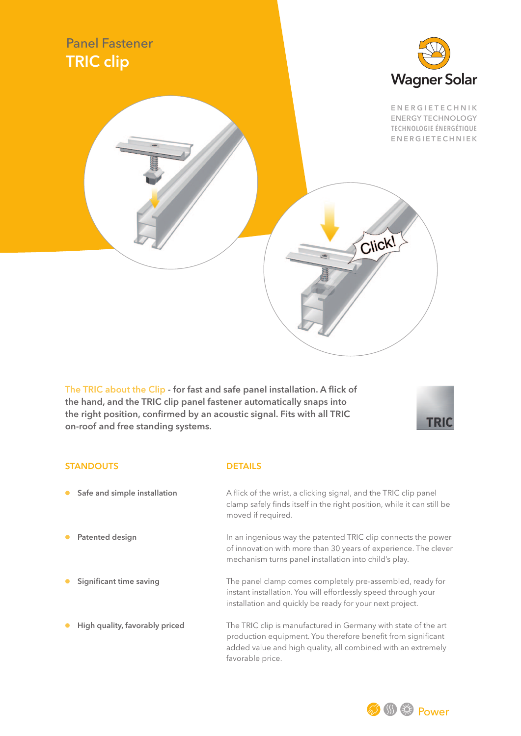# Panel Fastener
## TRIC clip

Wagner Solar

ENERGIETECHNIK
ENERGY TECHNOLOGY
TECHNOLOGIE ÉNERGÉTIQUE
ENERGIETECHNIEK

**The TRIC about the Clip - for fast and safe panel installation. A flick of the hand, and the TRIC clip panel fastener automatically snaps into the right position, confirmed by an acoustic signal. Fits with all TRIC on-roof and free standing systems.**

| STANDOUTS | DETAILS |
| --- | --- |
| **Safe and simple installation** | A flick of the wrist, a clicking signal, and the TRIC clip panel clamp safely finds itself in the right position, while it can still be moved if required. |
| **Patented design** | In an ingenious way the patented TRIC clip connects the power of innovation with more than 30 years of experience. The clever mechanism turns panel installation into child's play. |
| **Significant time saving** | The panel clamp comes completely pre-assembled, ready for instant installation. You will effortlessly speed through your installation and quickly be ready for your next project. |
| **High quality, favorably priced** | The TRIC clip is manufactured in Germany with state of the art production equipment. You therefore benefit from significant added value and high quality, all combined with an extremely favorable price. |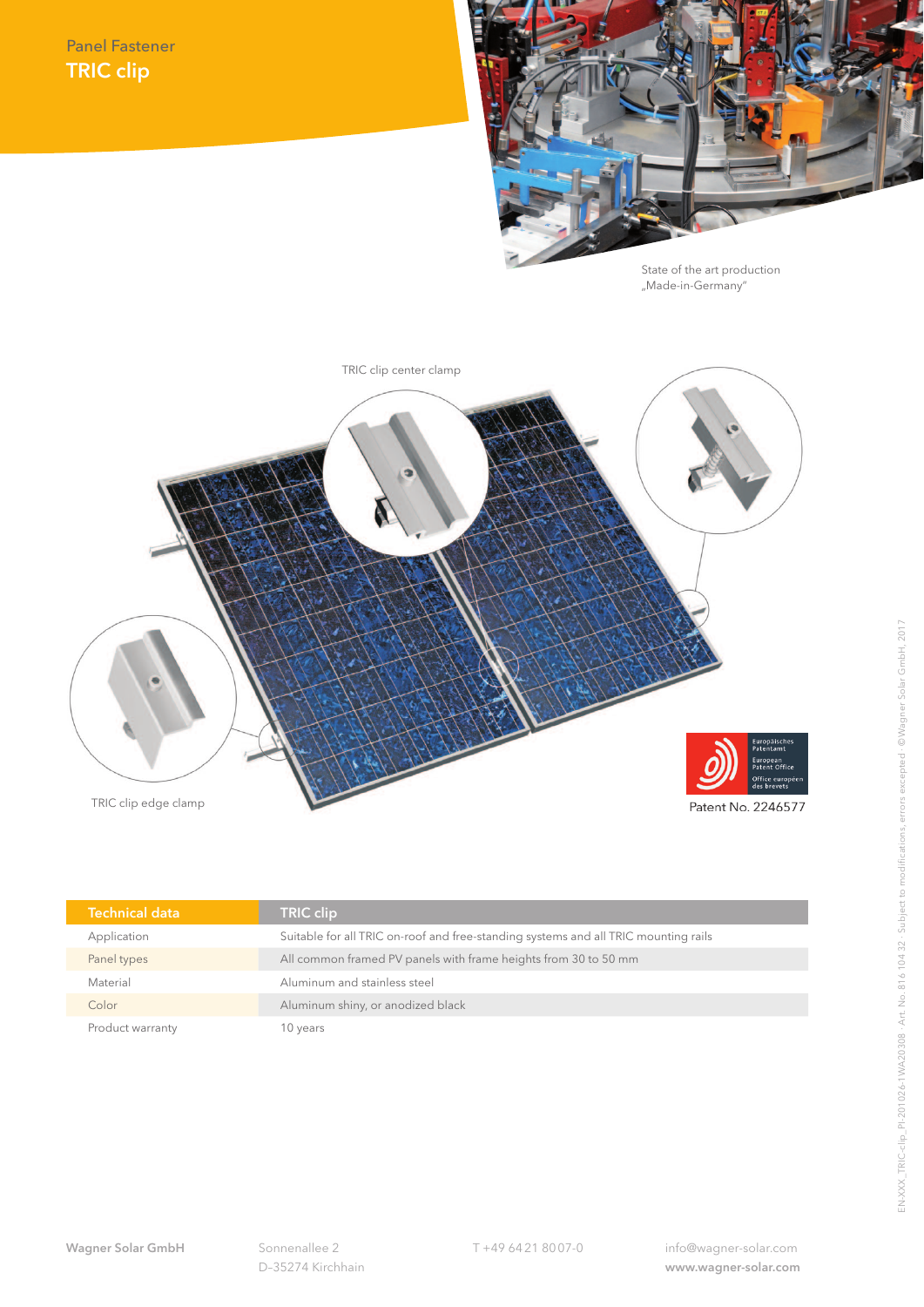Panel Fastener

# TRIC clip

State of the art production
„Made-in-Germany"

TRIC clip center clamp

TRIC clip edge clamp

Europäisches Patentamt
European Patent Office
Office européen des brevets

Patent No. 2246577

| Technical data | TRIC clip |
|---|---|
| Application | Suitable for all TRIC on-roof and free-standing systems and all TRIC mounting rails |
| Panel types | All common framed PV panels with frame heights from 30 to 50 mm |
| Material | Aluminum and stainless steel |
| Color | Aluminum shiny, or anodized black |
| Product warranty | 10 years |

EN-XXX_TRIC-clip_PI-201026-1WA20308 · Art. No. 816 104 32 · Subject to modifications, errors excepted · ©Wagner Solar GmbH, 2017

**Wagner Solar GmbH**
Sonnenallee 2
D-35274 Kirchhain
T +49 6421 8007-0
info@wagner-solar.com
**www.wagner-solar.com**